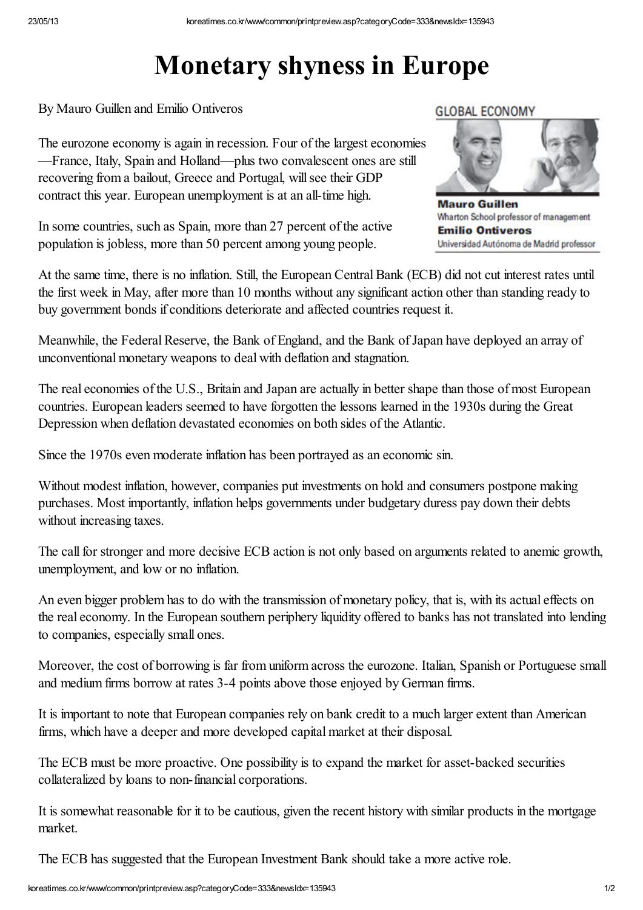# Monetary shyness in Europe

By Mauro Guillen and Emilio Ontiveros

GLOBAL ECONOMY

**Mauro Guillen**
Wharton School professor of management
**Emilio Ontiveros**
Universidad Autónoma de Madrid professor

The eurozone economy is again in recession. Four of the largest economies —France, Italy, Spain and Holland—plus two convalescent ones are still recovering from a bailout, Greece and Portugal, will see their GDP contract this year. European unemployment is at an all-time high.

In some countries, such as Spain, more than 27 percent of the active population is jobless, more than 50 percent among young people.

At the same time, there is no inflation. Still, the European Central Bank (ECB) did not cut interest rates until the first week in May, after more than 10 months without any significant action other than standing ready to buy government bonds if conditions deteriorate and affected countries request it.

Meanwhile, the Federal Reserve, the Bank of England, and the Bank of Japan have deployed an array of unconventional monetary weapons to deal with deflation and stagnation.

The real economies of the U.S., Britain and Japan are actually in better shape than those of most European countries. European leaders seemed to have forgotten the lessons learned in the 1930s during the Great Depression when deflation devastated economies on both sides of the Atlantic.

Since the 1970s even moderate inflation has been portrayed as an economic sin.

Without modest inflation, however, companies put investments on hold and consumers postpone making purchases. Most importantly, inflation helps governments under budgetary duress pay down their debts without increasing taxes.

The call for stronger and more decisive ECB action is not only based on arguments related to anemic growth, unemployment, and low or no inflation.

An even bigger problem has to do with the transmission of monetary policy, that is, with its actual effects on the real economy. In the European southern periphery liquidity offered to banks has not translated into lending to companies, especially small ones.

Moreover, the cost of borrowing is far from uniform across the eurozone. Italian, Spanish or Portuguese small and medium firms borrow at rates 3-4 points above those enjoyed by German firms.

It is important to note that European companies rely on bank credit to a much larger extent than American firms, which have a deeper and more developed capital market at their disposal.

The ECB must be more proactive. One possibility is to expand the market for asset-backed securities collateralized by loans to non-financial corporations.

It is somewhat reasonable for it to be cautious, given the recent history with similar products in the mortgage market.

The ECB has suggested that the European Investment Bank should take a more active role.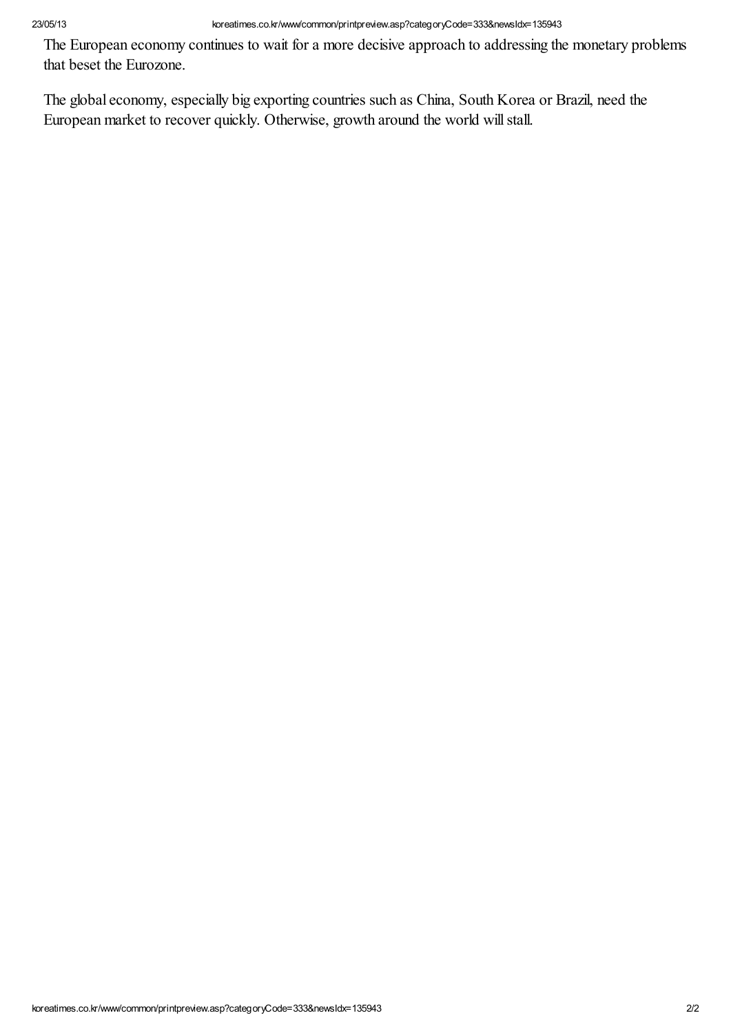The European economy continues to wait for a more decisive approach to addressing the monetary problems that beset the Eurozone.

The global economy, especially big exporting countries such as China, South Korea or Brazil, need the European market to recover quickly. Otherwise, growth around the world will stall.